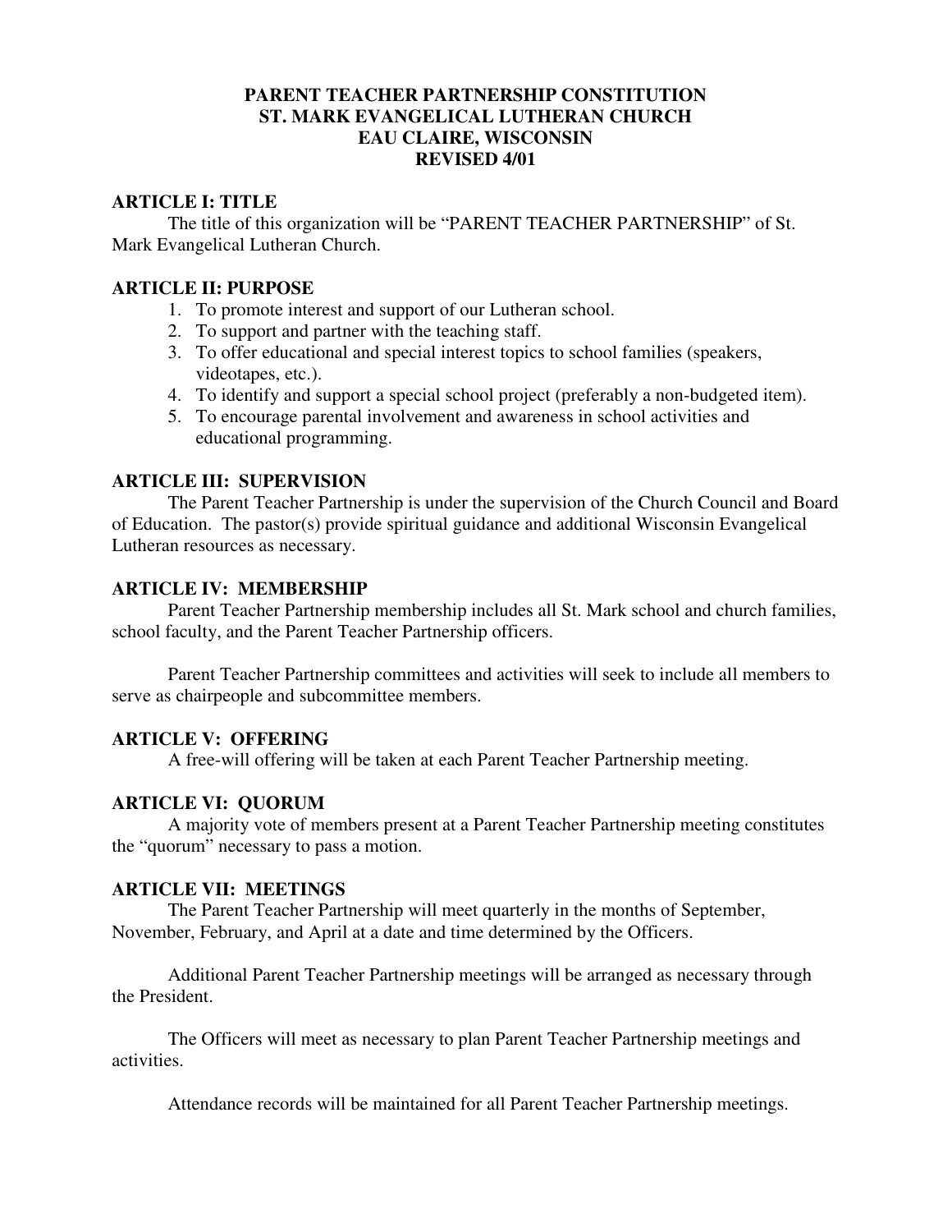# PARENT TEACHER PARTNERSHIP CONSTITUTION
# ST. MARK EVANGELICAL LUTHERAN CHURCH
# EAU CLAIRE, WISCONSIN
# REVISED 4/01

## ARTICLE I: TITLE

The title of this organization will be "PARENT TEACHER PARTNERSHIP" of St. Mark Evangelical Lutheran Church.

## ARTICLE II: PURPOSE

1. To promote interest and support of our Lutheran school.
2. To support and partner with the teaching staff.
3. To offer educational and special interest topics to school families (speakers, videotapes, etc.).
4. To identify and support a special school project (preferably a non-budgeted item).
5. To encourage parental involvement and awareness in school activities and educational programming.

## ARTICLE III: SUPERVISION

The Parent Teacher Partnership is under the supervision of the Church Council and Board of Education. The pastor(s) provide spiritual guidance and additional Wisconsin Evangelical Lutheran resources as necessary.

## ARTICLE IV: MEMBERSHIP

Parent Teacher Partnership membership includes all St. Mark school and church families, school faculty, and the Parent Teacher Partnership officers.

Parent Teacher Partnership committees and activities will seek to include all members to serve as chairpeople and subcommittee members.

## ARTICLE V: OFFERING

A free-will offering will be taken at each Parent Teacher Partnership meeting.

## ARTICLE VI: QUORUM

A majority vote of members present at a Parent Teacher Partnership meeting constitutes the "quorum" necessary to pass a motion.

## ARTICLE VII: MEETINGS

The Parent Teacher Partnership will meet quarterly in the months of September, November, February, and April at a date and time determined by the Officers.

Additional Parent Teacher Partnership meetings will be arranged as necessary through the President.

The Officers will meet as necessary to plan Parent Teacher Partnership meetings and activities.

Attendance records will be maintained for all Parent Teacher Partnership meetings.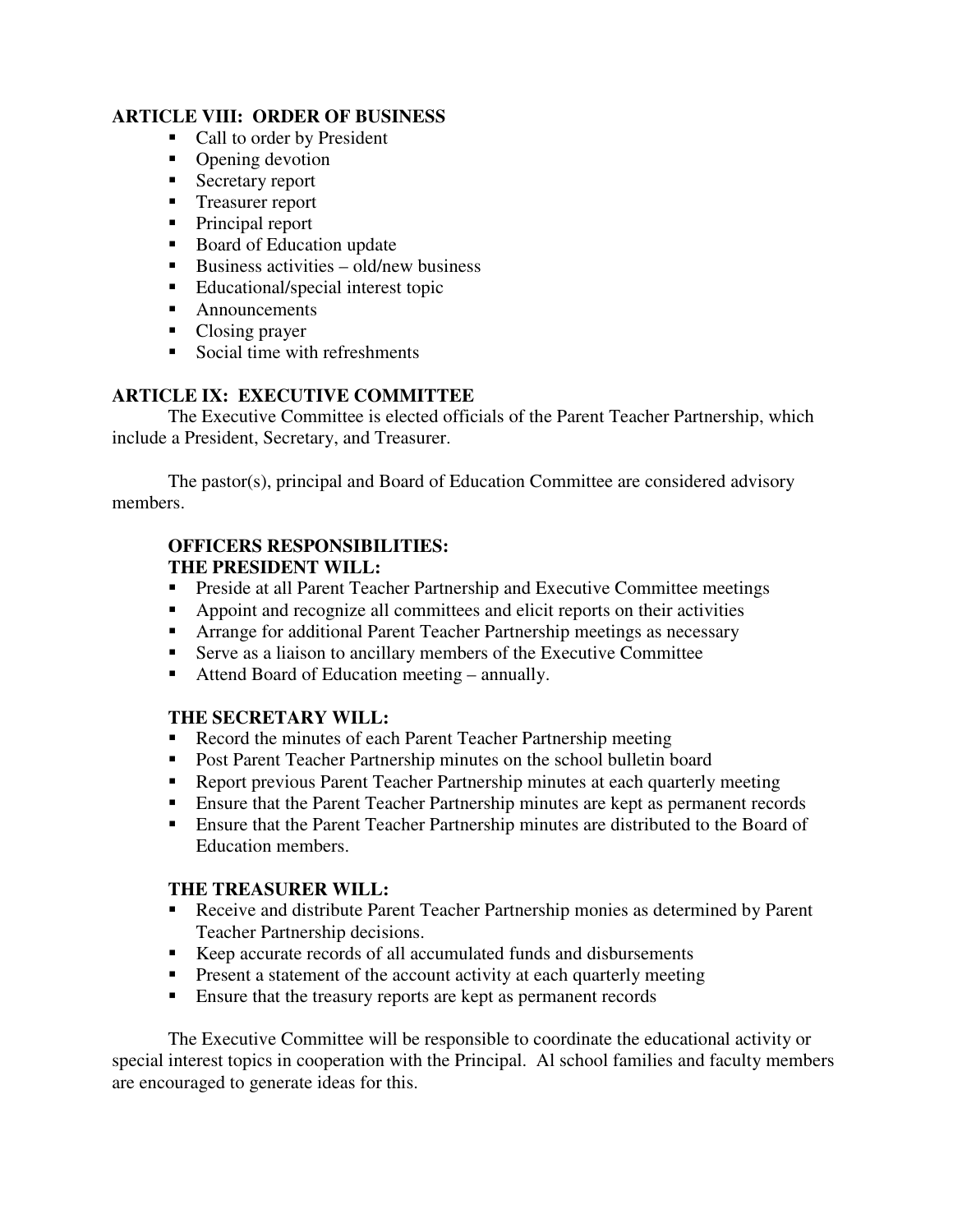## ARTICLE VIII: ORDER OF BUSINESS

- Call to order by President
- Opening devotion
- Secretary report
- Treasurer report
- Principal report
- Board of Education update
- Business activities – old/new business
- Educational/special interest topic
- Announcements
- Closing prayer
- Social time with refreshments

## ARTICLE IX: EXECUTIVE COMMITTEE

The Executive Committee is elected officials of the Parent Teacher Partnership, which include a President, Secretary, and Treasurer.

The pastor(s), principal and Board of Education Committee are considered advisory members.

### OFFICERS RESPONSIBILITIES:

### THE PRESIDENT WILL:

- Preside at all Parent Teacher Partnership and Executive Committee meetings
- Appoint and recognize all committees and elicit reports on their activities
- Arrange for additional Parent Teacher Partnership meetings as necessary
- Serve as a liaison to ancillary members of the Executive Committee
- Attend Board of Education meeting – annually.

### THE SECRETARY WILL:

- Record the minutes of each Parent Teacher Partnership meeting
- Post Parent Teacher Partnership minutes on the school bulletin board
- Report previous Parent Teacher Partnership minutes at each quarterly meeting
- Ensure that the Parent Teacher Partnership minutes are kept as permanent records
- Ensure that the Parent Teacher Partnership minutes are distributed to the Board of Education members.

### THE TREASURER WILL:

- Receive and distribute Parent Teacher Partnership monies as determined by Parent Teacher Partnership decisions.
- Keep accurate records of all accumulated funds and disbursements
- Present a statement of the account activity at each quarterly meeting
- Ensure that the treasury reports are kept as permanent records

The Executive Committee will be responsible to coordinate the educational activity or special interest topics in cooperation with the Principal. Al school families and faculty members are encouraged to generate ideas for this.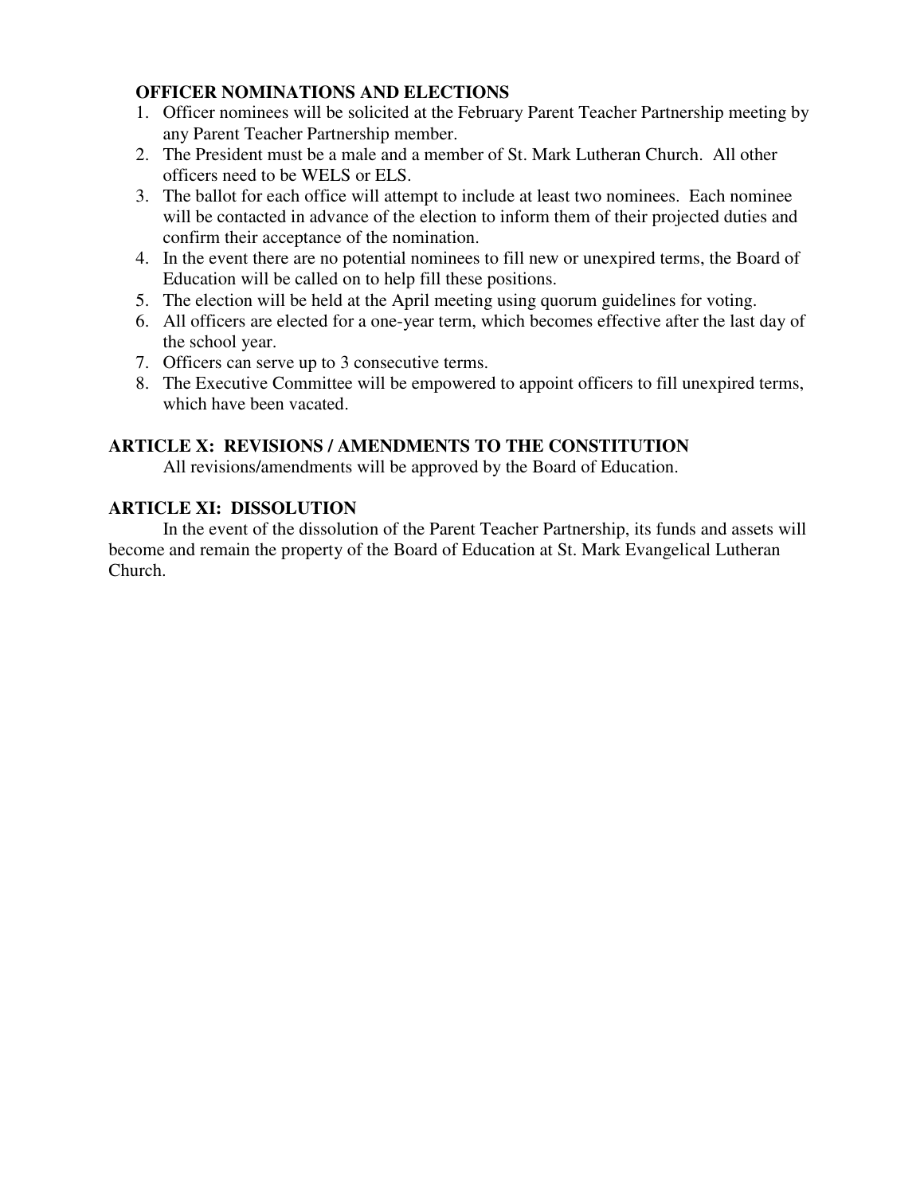### OFFICER NOMINATIONS AND ELECTIONS

1. Officer nominees will be solicited at the February Parent Teacher Partnership meeting by any Parent Teacher Partnership member.
2. The President must be a male and a member of St. Mark Lutheran Church. All other officers need to be WELS or ELS.
3. The ballot for each office will attempt to include at least two nominees. Each nominee will be contacted in advance of the election to inform them of their projected duties and confirm their acceptance of the nomination.
4. In the event there are no potential nominees to fill new or unexpired terms, the Board of Education will be called on to help fill these positions.
5. The election will be held at the April meeting using quorum guidelines for voting.
6. All officers are elected for a one-year term, which becomes effective after the last day of the school year.
7. Officers can serve up to 3 consecutive terms.
8. The Executive Committee will be empowered to appoint officers to fill unexpired terms, which have been vacated.

## ARTICLE X: REVISIONS / AMENDMENTS TO THE CONSTITUTION

All revisions/amendments will be approved by the Board of Education.

## ARTICLE XI: DISSOLUTION

In the event of the dissolution of the Parent Teacher Partnership, its funds and assets will become and remain the property of the Board of Education at St. Mark Evangelical Lutheran Church.